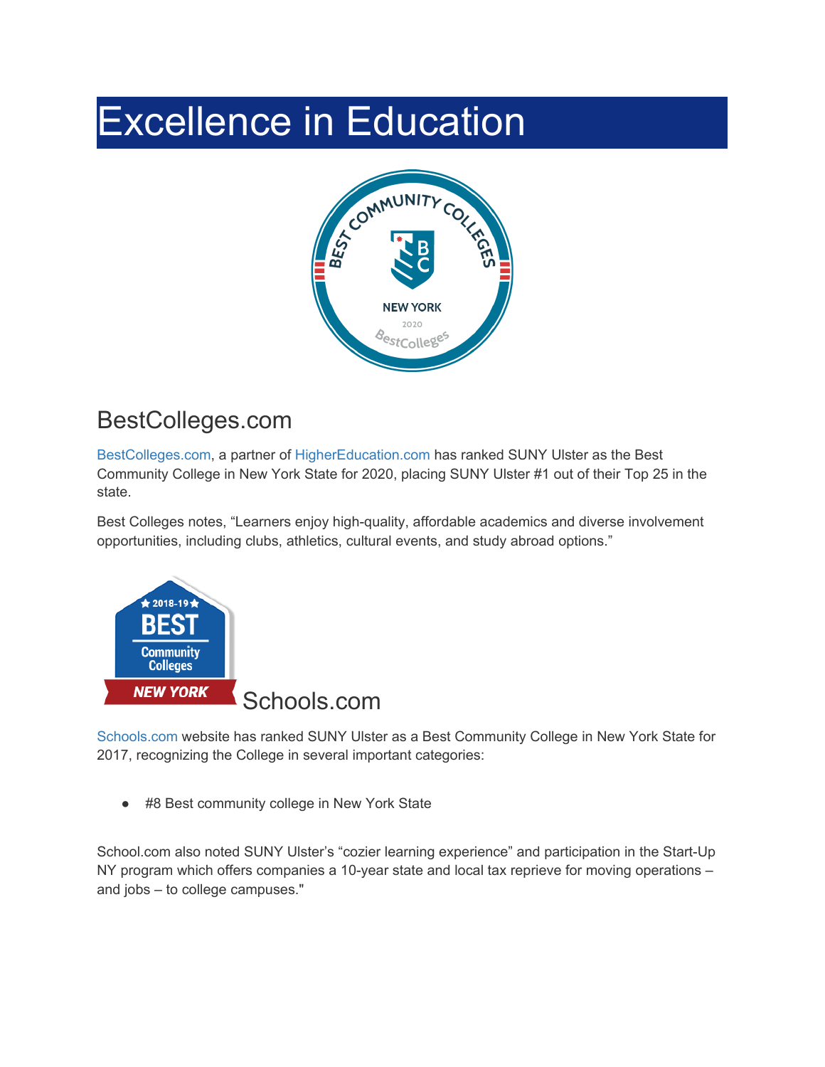# Excellence in Education

## BestColleges.com

BestColleges.com, a partner of HigherEducation.com has ranked SUNY Ulster as the Best Community College in New York State for 2020, placing SUNY Ulster #1 out of their Top 25 in the state.

Best Colleges notes, "Learners enjoy high-quality, affordable academics and diverse involvement opportunities, including clubs, athletics, cultural events, and study abroad options."

## Schools.com

Schools.com website has ranked SUNY Ulster as a Best Community College in New York State for 2017, recognizing the College in several important categories:

- #8 Best community college in New York State

School.com also noted SUNY Ulster's "cozier learning experience" and participation in the Start-Up NY program which offers companies a 10-year state and local tax reprieve for moving operations – and jobs – to college campuses."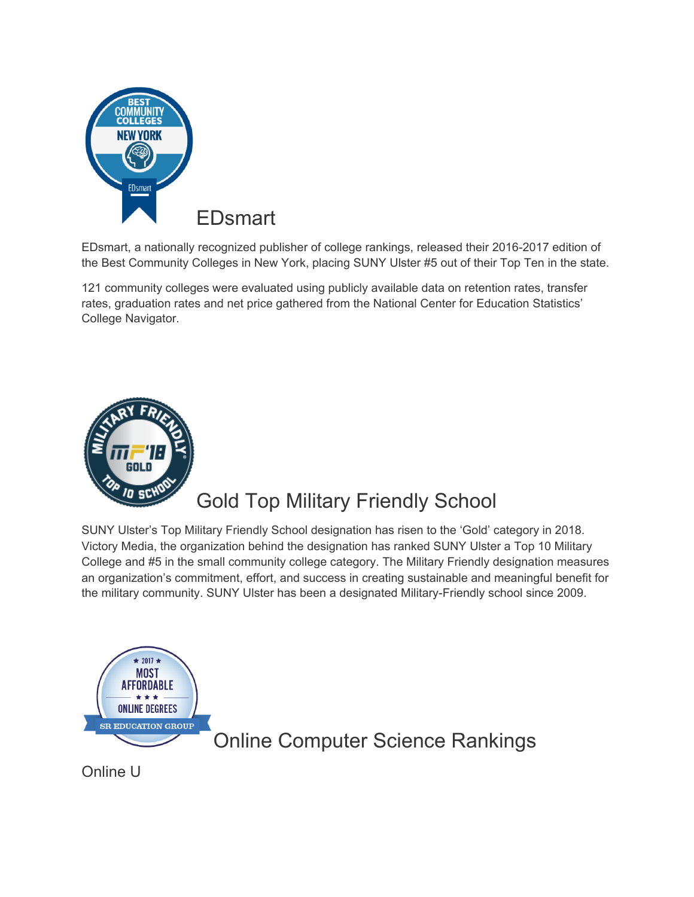## EDsmart

EDsmart, a nationally recognized publisher of college rankings, released their 2016-2017 edition of the Best Community Colleges in New York, placing SUNY Ulster #5 out of their Top Ten in the state.

121 community colleges were evaluated using publicly available data on retention rates, transfer rates, graduation rates and net price gathered from the National Center for Education Statistics' College Navigator.

## Gold Top Military Friendly School

SUNY Ulster's Top Military Friendly School designation has risen to the 'Gold' category in 2018. Victory Media, the organization behind the designation has ranked SUNY Ulster a Top 10 Military College and #5 in the small community college category. The Military Friendly designation measures an organization's commitment, effort, and success in creating sustainable and meaningful benefit for the military community. SUNY Ulster has been a designated Military-Friendly school since 2009.

## Online Computer Science Rankings

Online U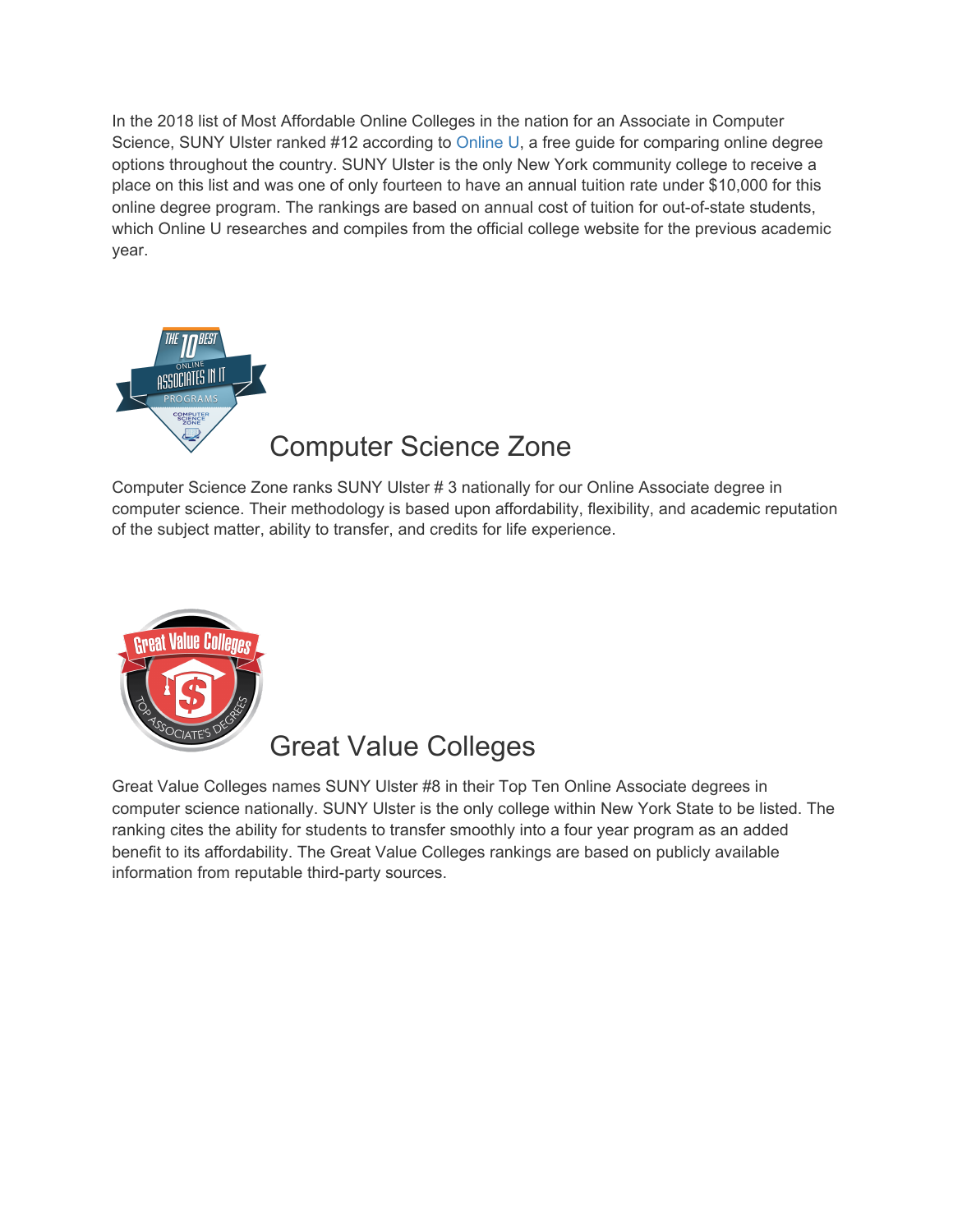In the 2018 list of Most Affordable Online Colleges in the nation for an Associate in Computer Science, SUNY Ulster ranked #12 according to Online U, a free guide for comparing online degree options throughout the country. SUNY Ulster is the only New York community college to receive a place on this list and was one of only fourteen to have an annual tuition rate under $10,000 for this online degree program. The rankings are based on annual cost of tuition for out-of-state students, which Online U researches and compiles from the official college website for the previous academic year.

## Computer Science Zone

Computer Science Zone ranks SUNY Ulster # 3 nationally for our Online Associate degree in computer science. Their methodology is based upon affordability, flexibility, and academic reputation of the subject matter, ability to transfer, and credits for life experience.

## Great Value Colleges

Great Value Colleges names SUNY Ulster #8 in their Top Ten Online Associate degrees in computer science nationally. SUNY Ulster is the only college within New York State to be listed. The ranking cites the ability for students to transfer smoothly into a four year program as an added benefit to its affordability. The Great Value Colleges rankings are based on publicly available information from reputable third-party sources.